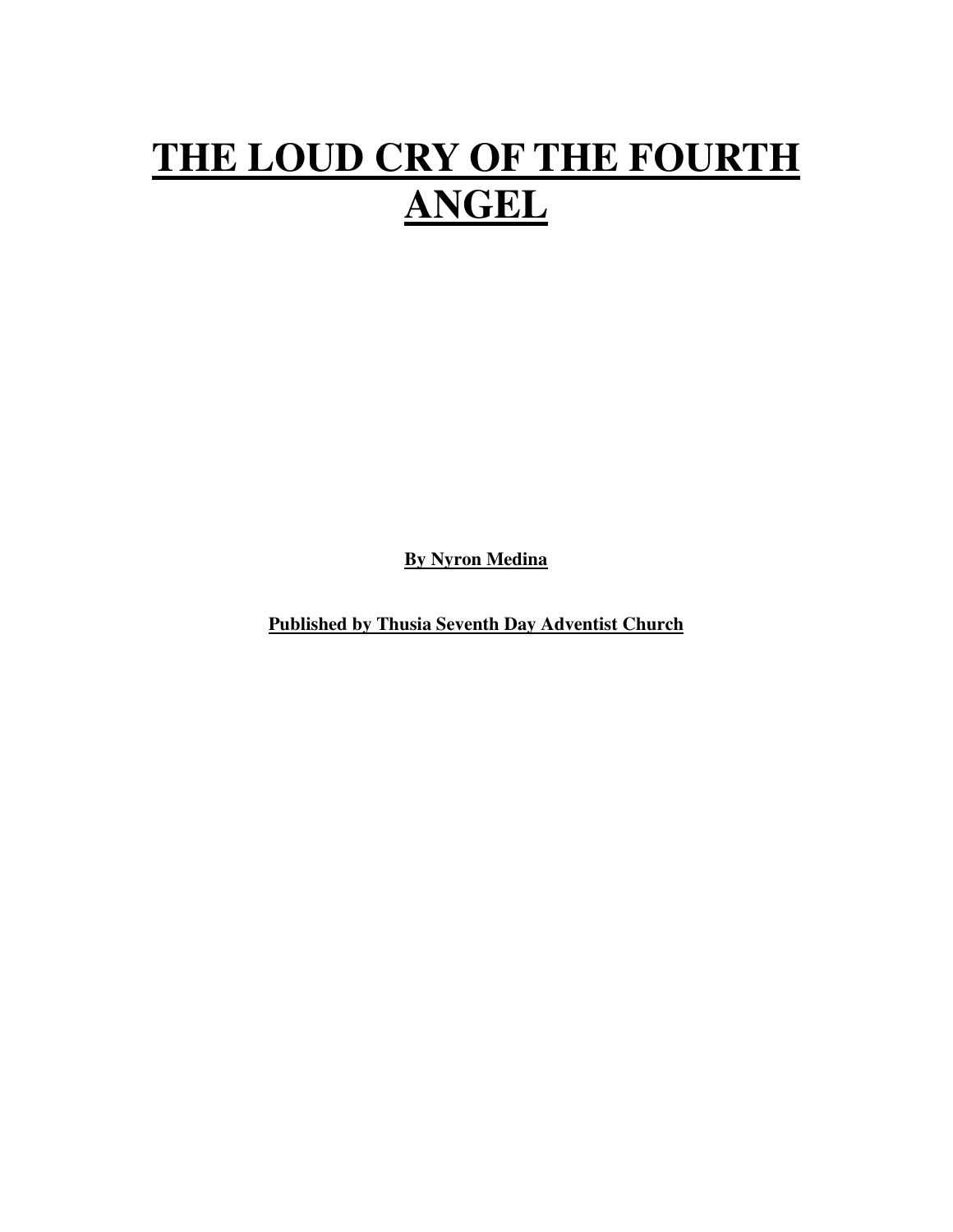# THE LOUD CRY OF THE FOURTH ANGEL

**By Nyron Medina**

**Published by Thusia Seventh Day Adventist Church**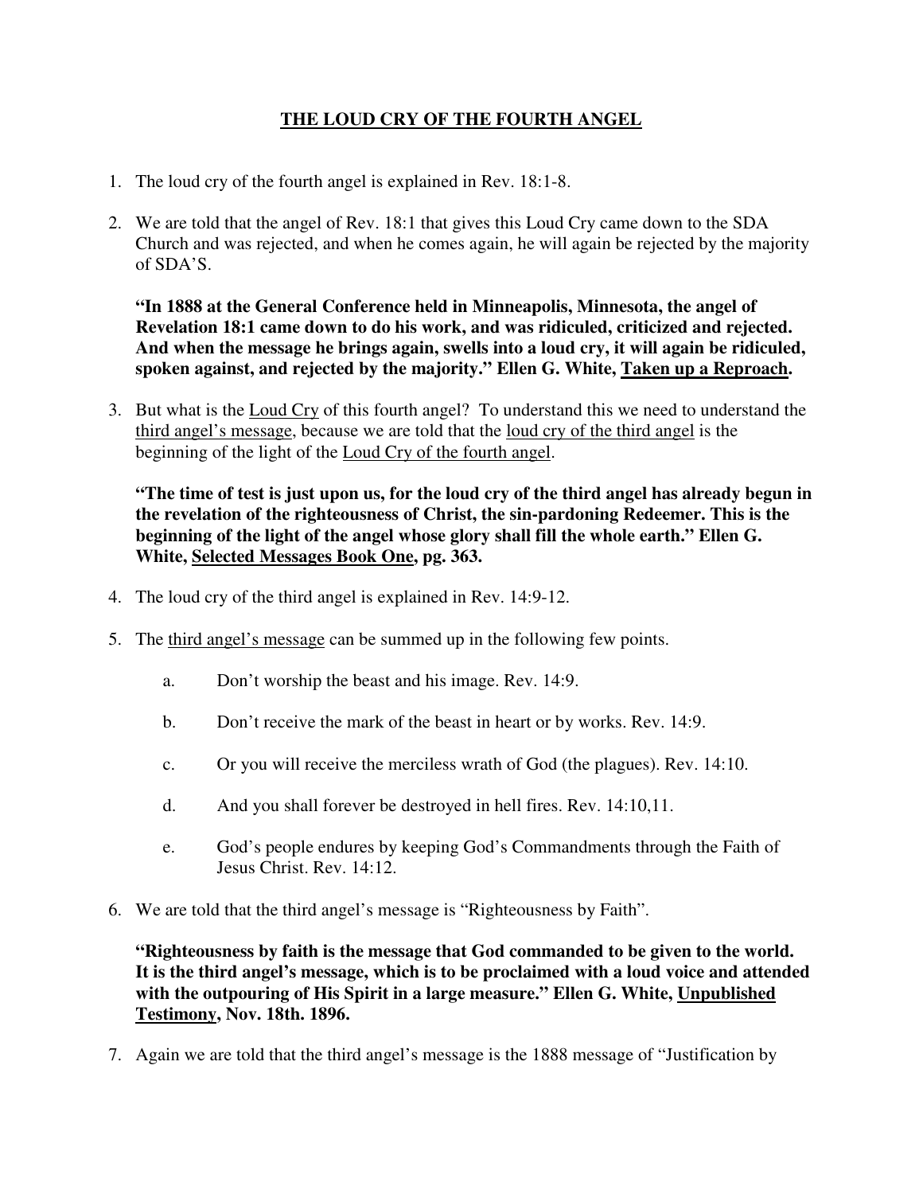# <u>THE LOUD CRY OF THE FOURTH ANGEL</u>

1. The loud cry of the fourth angel is explained in Rev. 18:1-8.

2. We are told that the angel of Rev. 18:1 that gives this Loud Cry came down to the SDA Church and was rejected, and when he comes again, he will again be rejected by the majority of SDA'S.

   **"In 1888 at the General Conference held in Minneapolis, Minnesota, the angel of Revelation 18:1 came down to do his work, and was ridiculed, criticized and rejected. And when the message he brings again, swells into a loud cry, it will again be ridiculed, spoken against, and rejected by the majority." Ellen G. White, <u>Taken up a Reproach</u>.**

3. But what is the <u>Loud Cry</u> of this fourth angel? To understand this we need to understand the <u>third angel's message</u>, because we are told that the <u>loud cry of the third angel</u> is the beginning of the light of the <u>Loud Cry of the fourth angel</u>.

   **"The time of test is just upon us, for the loud cry of the third angel has already begun in the revelation of the righteousness of Christ, the sin-pardoning Redeemer. This is the beginning of the light of the angel whose glory shall fill the whole earth." Ellen G. White, <u>Selected Messages Book One</u>, pg. 363.**

4. The loud cry of the third angel is explained in Rev. 14:9-12.

5. The <u>third angel's message</u> can be summed up in the following few points.

   a. Don't worship the beast and his image. Rev. 14:9.

   b. Don't receive the mark of the beast in heart or by works. Rev. 14:9.

   c. Or you will receive the merciless wrath of God (the plagues). Rev. 14:10.

   d. And you shall forever be destroyed in hell fires. Rev. 14:10,11.

   e. God's people endures by keeping God's Commandments through the Faith of Jesus Christ. Rev. 14:12.

6. We are told that the third angel's message is "Righteousness by Faith".

   **"Righteousness by faith is the message that God commanded to be given to the world. It is the third angel's message, which is to be proclaimed with a loud voice and attended with the outpouring of His Spirit in a large measure." Ellen G. White, <u>Unpublished Testimony</u>, Nov. 18th. 1896.**

7. Again we are told that the third angel's message is the 1888 message of "Justification by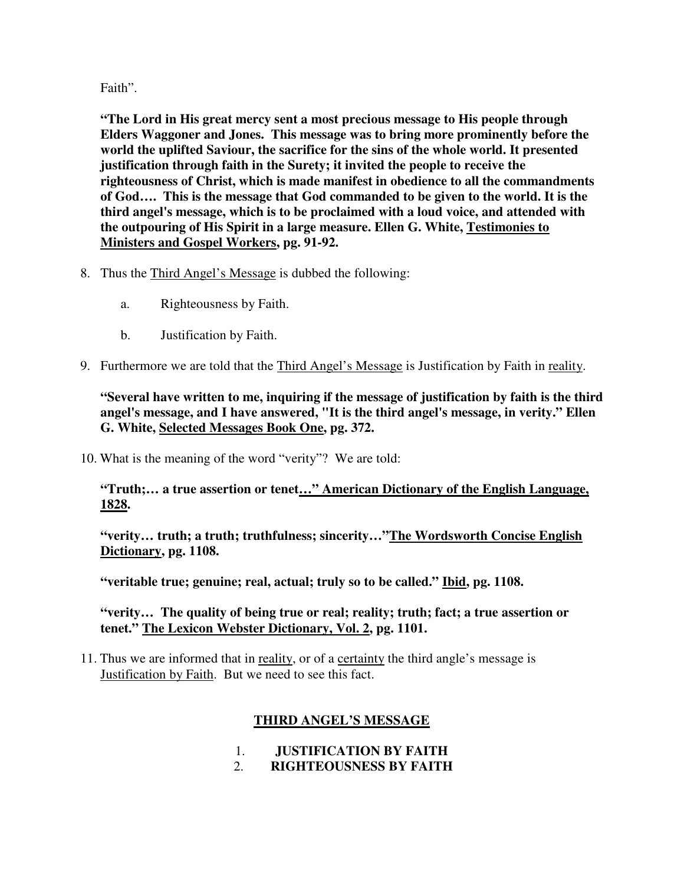Faith".

**"The Lord in His great mercy sent a most precious message to His people through Elders Waggoner and Jones. This message was to bring more prominently before the world the uplifted Saviour, the sacrifice for the sins of the whole world. It presented justification through faith in the Surety; it invited the people to receive the righteousness of Christ, which is made manifest in obedience to all the commandments of God…. This is the message that God commanded to be given to the world. It is the third angel's message, which is to be proclaimed with a loud voice, and attended with the outpouring of His Spirit in a large measure. Ellen G. White, Testimonies to Ministers and Gospel Workers, pg. 91-92.**

8. Thus the Third Angel's Message is dubbed the following:

   a. Righteousness by Faith.

   b. Justification by Faith.

9. Furthermore we are told that the Third Angel's Message is Justification by Faith in reality.

   **"Several have written to me, inquiring if the message of justification by faith is the third angel's message, and I have answered, "It is the third angel's message, in verity." Ellen G. White, Selected Messages Book One, pg. 372.**

10. What is the meaning of the word "verity"? We are told:

    **"Truth;… a true assertion or tenet…" American Dictionary of the English Language, 1828.**

    **"verity… truth; a truth; truthfulness; sincerity…"The Wordsworth Concise English Dictionary, pg. 1108.**

    **"veritable true; genuine; real, actual; truly so to be called." Ibid, pg. 1108.**

    **"verity… The quality of being true or real; reality; truth; fact; a true assertion or tenet." The Lexicon Webster Dictionary, Vol. 2, pg. 1101.**

11. Thus we are informed that in reality, or of a certainty the third angle's message is Justification by Faith. But we need to see this fact.

## THIRD ANGEL'S MESSAGE

1. **JUSTIFICATION BY FAITH**
2. **RIGHTEOUSNESS BY FAITH**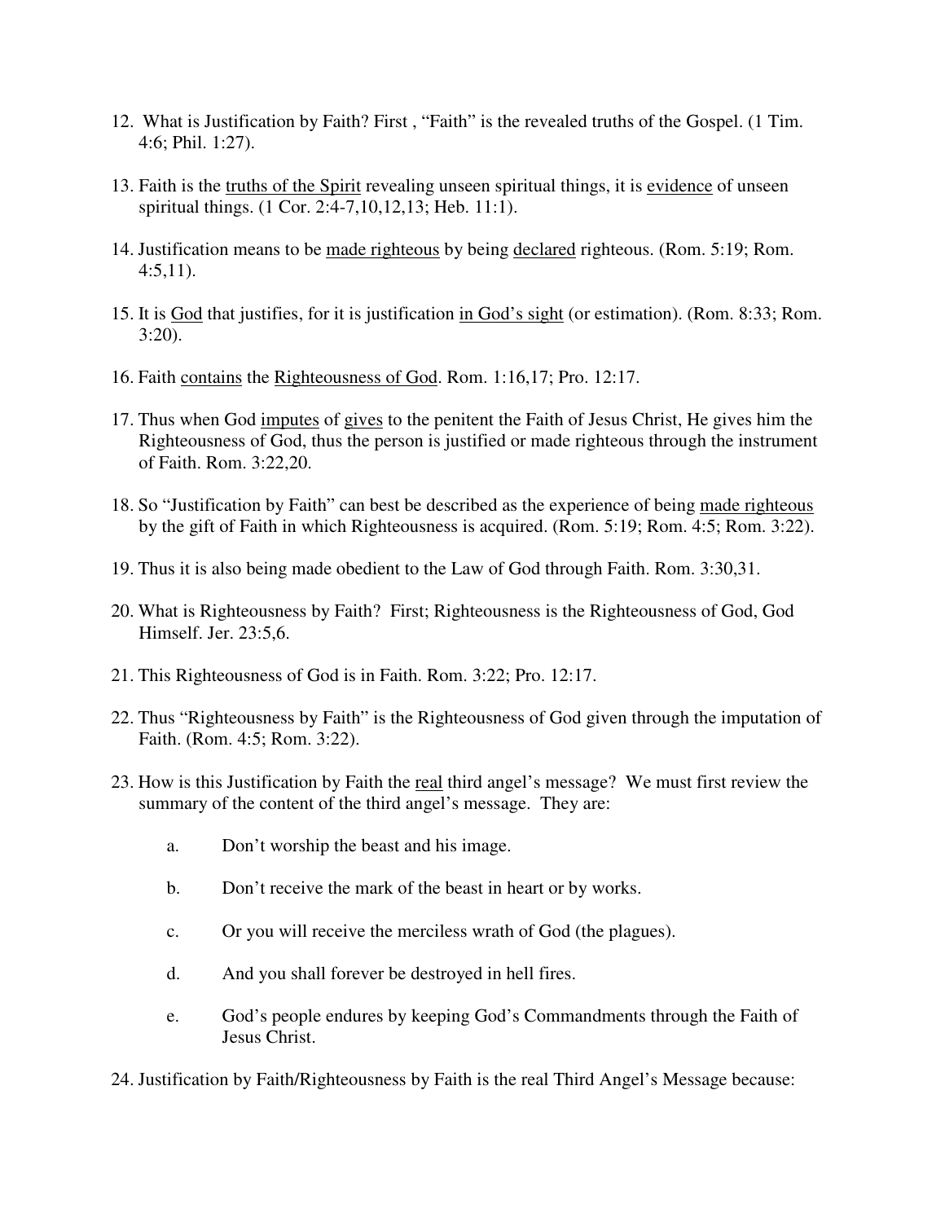12. What is Justification by Faith? First , "Faith" is the revealed truths of the Gospel. (1 Tim. 4:6; Phil. 1:27).

13. Faith is the <u>truths of the Spirit</u> revealing unseen spiritual things, it is <u>evidence</u> of unseen spiritual things. (1 Cor. 2:4-7,10,12,13; Heb. 11:1).

14. Justification means to be <u>made righteous</u> by being <u>declared</u> righteous. (Rom. 5:19; Rom. 4:5,11).

15. It is <u>God</u> that justifies, for it is justification <u>in God's sight</u> (or estimation). (Rom. 8:33; Rom. 3:20).

16. Faith <u>contains</u> the <u>Righteousness of God</u>. Rom. 1:16,17; Pro. 12:17.

17. Thus when God <u>imputes</u> of <u>gives</u> to the penitent the Faith of Jesus Christ, He gives him the Righteousness of God, thus the person is justified or made righteous through the instrument of Faith. Rom. 3:22,20.

18. So "Justification by Faith" can best be described as the experience of being <u>made righteous</u> by the gift of Faith in which Righteousness is acquired. (Rom. 5:19; Rom. 4:5; Rom. 3:22).

19. Thus it is also being made obedient to the Law of God through Faith. Rom. 3:30,31.

20. What is Righteousness by Faith? First; Righteousness is the Righteousness of God, God Himself. Jer. 23:5,6.

21. This Righteousness of God is in Faith. Rom. 3:22; Pro. 12:17.

22. Thus "Righteousness by Faith" is the Righteousness of God given through the imputation of Faith. (Rom. 4:5; Rom. 3:22).

23. How is this Justification by Faith the <u>real</u> third angel's message? We must first review the summary of the content of the third angel's message. They are:

    a. Don't worship the beast and his image.

    b. Don't receive the mark of the beast in heart or by works.

    c. Or you will receive the merciless wrath of God (the plagues).

    d. And you shall forever be destroyed in hell fires.

    e. God's people endures by keeping God's Commandments through the Faith of Jesus Christ.

24. Justification by Faith/Righteousness by Faith is the real Third Angel's Message because: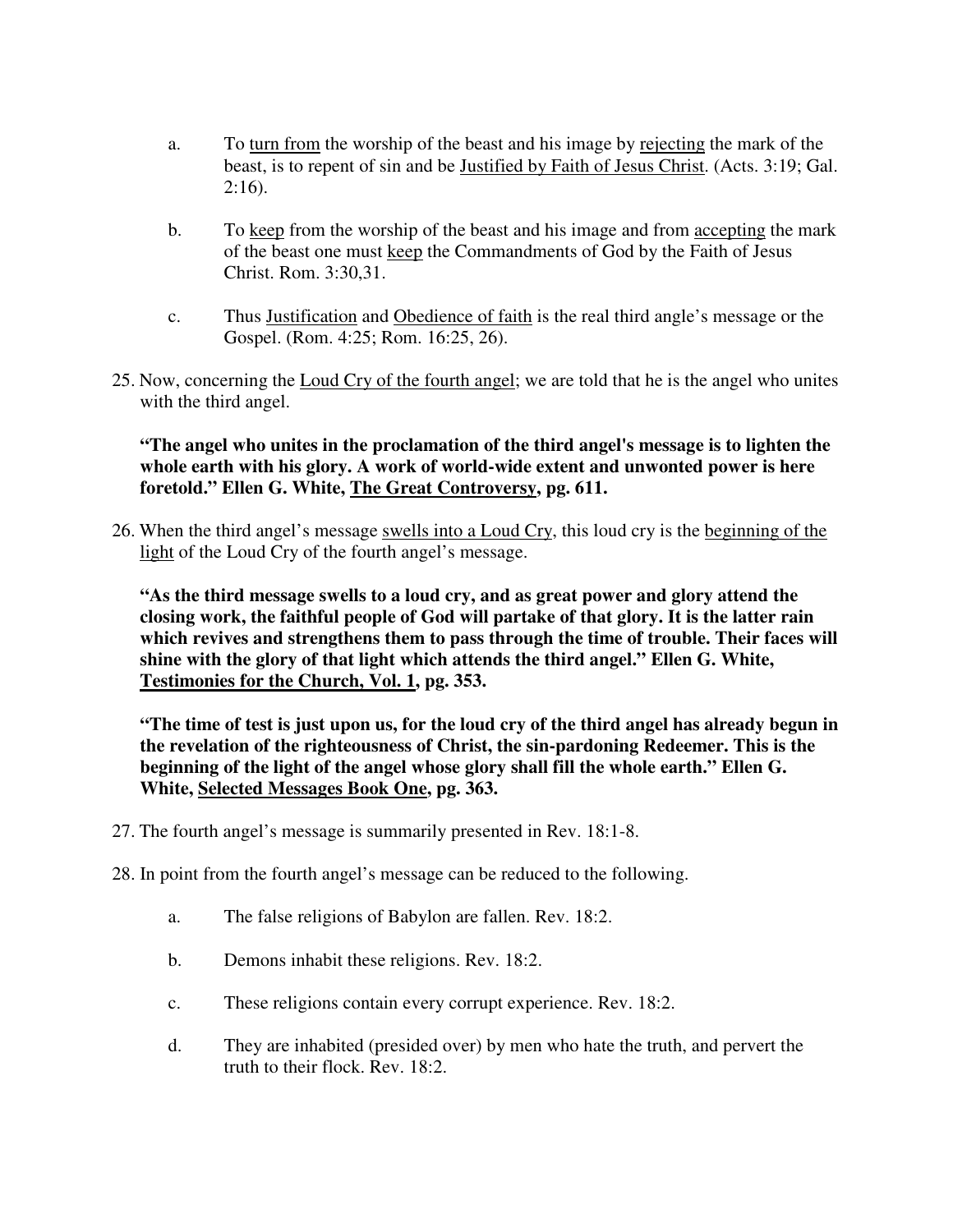a. To <u>turn from</u> the worship of the beast and his image by <u>rejecting</u> the mark of the beast, is to repent of sin and be <u>Justified by Faith of Jesus Christ</u>. (Acts. 3:19; Gal. 2:16).

b. To <u>keep</u> from the worship of the beast and his image and from <u>accepting</u> the mark of the beast one must <u>keep</u> the Commandments of God by the Faith of Jesus Christ. Rom. 3:30,31.

c. Thus <u>Justification</u> and <u>Obedience of faith</u> is the real third angle's message or the Gospel. (Rom. 4:25; Rom. 16:25, 26).

25. Now, concerning the <u>Loud Cry of the fourth angel</u>; we are told that he is the angel who unites with the third angel.

**"The angel who unites in the proclamation of the third angel's message is to lighten the whole earth with his glory. A work of world-wide extent and unwonted power is here foretold." Ellen G. White, <u>The Great Controversy</u>, pg. 611.**

26. When the third angel's message <u>swells into a Loud Cry</u>, this loud cry is the <u>beginning of the light</u> of the Loud Cry of the fourth angel's message.

**"As the third message swells to a loud cry, and as great power and glory attend the closing work, the faithful people of God will partake of that glory. It is the latter rain which revives and strengthens them to pass through the time of trouble. Their faces will shine with the glory of that light which attends the third angel." Ellen G. White, <u>Testimonies for the Church, Vol. 1</u>, pg. 353.**

**"The time of test is just upon us, for the loud cry of the third angel has already begun in the revelation of the righteousness of Christ, the sin-pardoning Redeemer. This is the beginning of the light of the angel whose glory shall fill the whole earth." Ellen G. White, <u>Selected Messages Book One</u>, pg. 363.**

27. The fourth angel's message is summarily presented in Rev. 18:1-8.

28. In point from the fourth angel's message can be reduced to the following.

a. The false religions of Babylon are fallen. Rev. 18:2.

b. Demons inhabit these religions. Rev. 18:2.

c. These religions contain every corrupt experience. Rev. 18:2.

d. They are inhabited (presided over) by men who hate the truth, and pervert the truth to their flock. Rev. 18:2.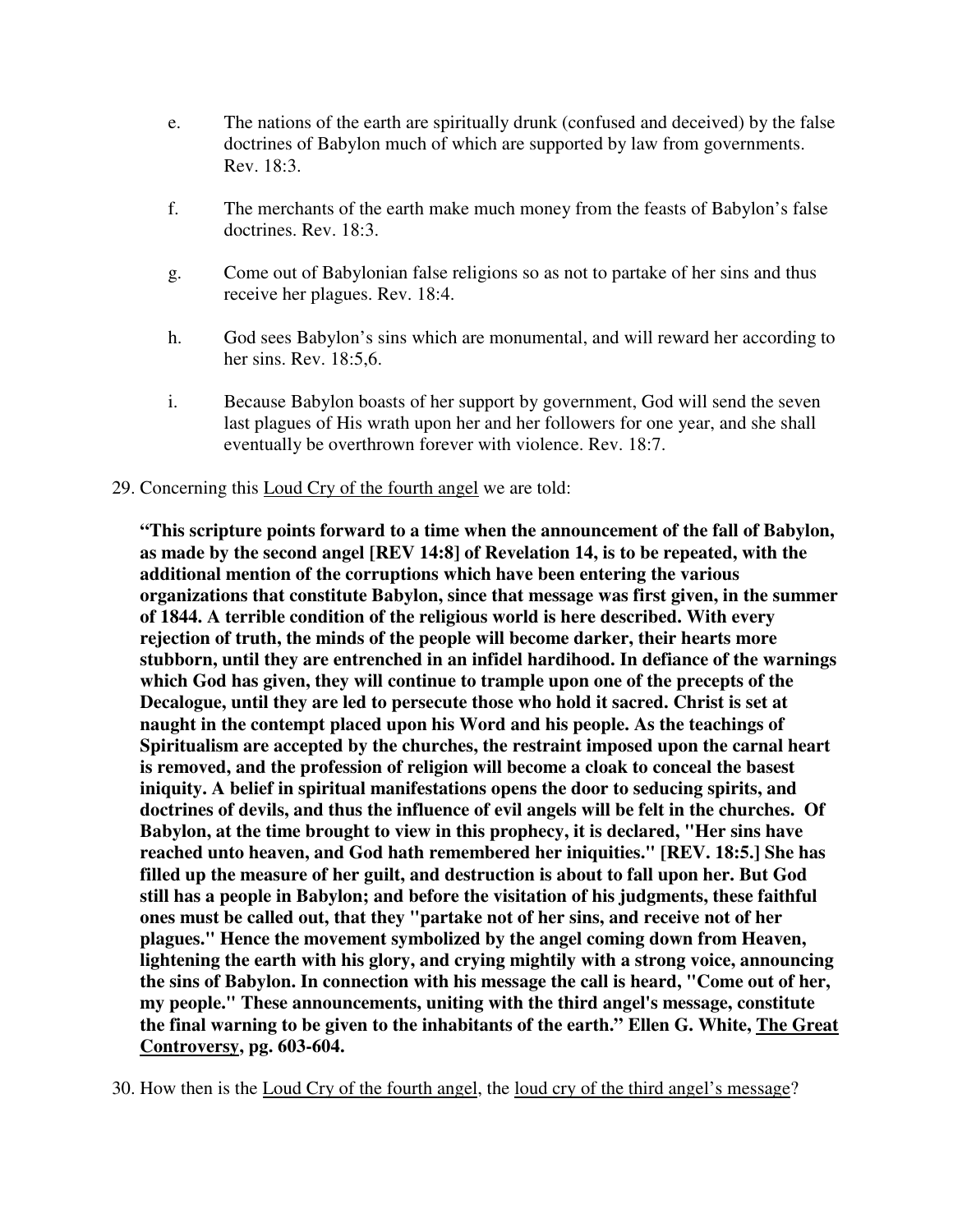e. The nations of the earth are spiritually drunk (confused and deceived) by the false doctrines of Babylon much of which are supported by law from governments. Rev. 18:3.

f. The merchants of the earth make much money from the feasts of Babylon's false doctrines. Rev. 18:3.

g. Come out of Babylonian false religions so as not to partake of her sins and thus receive her plagues. Rev. 18:4.

h. God sees Babylon's sins which are monumental, and will reward her according to her sins. Rev. 18:5,6.

i. Because Babylon boasts of her support by government, God will send the seven last plagues of His wrath upon her and her followers for one year, and she shall eventually be overthrown forever with violence. Rev. 18:7.

29. Concerning this <u>Loud Cry of the fourth angel</u> we are told:

**"This scripture points forward to a time when the announcement of the fall of Babylon, as made by the second angel [REV 14:8] of Revelation 14, is to be repeated, with the additional mention of the corruptions which have been entering the various organizations that constitute Babylon, since that message was first given, in the summer of 1844. A terrible condition of the religious world is here described. With every rejection of truth, the minds of the people will become darker, their hearts more stubborn, until they are entrenched in an infidel hardihood. In defiance of the warnings which God has given, they will continue to trample upon one of the precepts of the Decalogue, until they are led to persecute those who hold it sacred. Christ is set at naught in the contempt placed upon his Word and his people. As the teachings of Spiritualism are accepted by the churches, the restraint imposed upon the carnal heart is removed, and the profession of religion will become a cloak to conceal the basest iniquity. A belief in spiritual manifestations opens the door to seducing spirits, and doctrines of devils, and thus the influence of evil angels will be felt in the churches. Of Babylon, at the time brought to view in this prophecy, it is declared, "Her sins have reached unto heaven, and God hath remembered her iniquities." [REV. 18:5.] She has filled up the measure of her guilt, and destruction is about to fall upon her. But God still has a people in Babylon; and before the visitation of his judgments, these faithful ones must be called out, that they "partake not of her sins, and receive not of her plagues." Hence the movement symbolized by the angel coming down from Heaven, lightening the earth with his glory, and crying mightily with a strong voice, announcing the sins of Babylon. In connection with his message the call is heard, "Come out of her, my people." These announcements, uniting with the third angel's message, constitute the final warning to be given to the inhabitants of the earth." Ellen G. White, <u>The Great Controversy</u>, pg. 603-604.**

30. How then is the <u>Loud Cry of the fourth angel</u>, the <u>loud cry of the third angel's message</u>?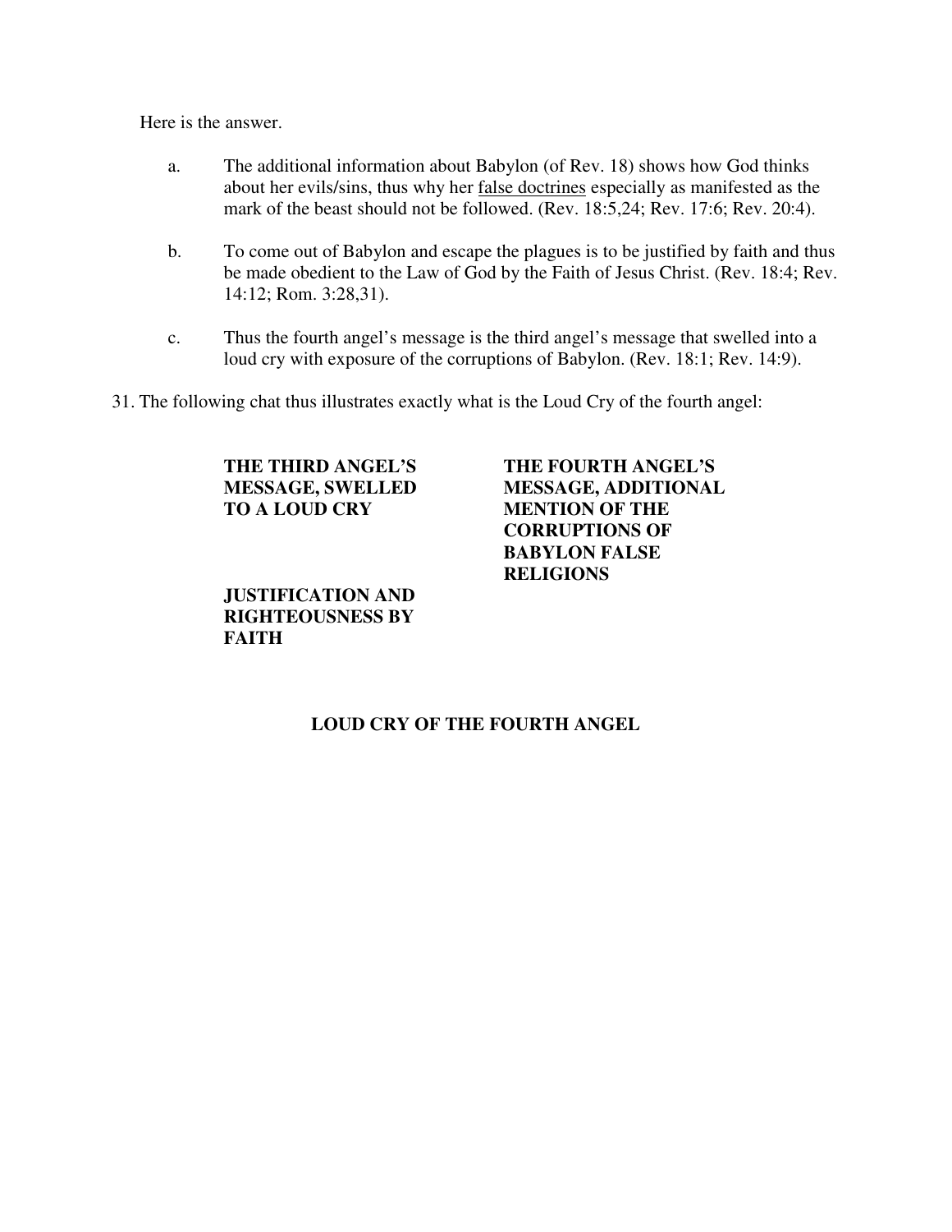Here is the answer.

a. The additional information about Babylon (of Rev. 18) shows how God thinks about her evils/sins, thus why her false doctrines especially as manifested as the mark of the beast should not be followed. (Rev. 18:5,24; Rev. 17:6; Rev. 20:4).

b. To come out of Babylon and escape the plagues is to be justified by faith and thus be made obedient to the Law of God by the Faith of Jesus Christ. (Rev. 18:4; Rev. 14:12; Rom. 3:28,31).

c. Thus the fourth angel's message is the third angel's message that swelled into a loud cry with exposure of the corruptions of Babylon. (Rev. 18:1; Rev. 14:9).

31. The following chat thus illustrates exactly what is the Loud Cry of the fourth angel:

| | |
|---|---|
| **THE THIRD ANGEL'S MESSAGE, SWELLED TO A LOUD CRY** | **THE FOURTH ANGEL'S MESSAGE, ADDITIONAL MENTION OF THE CORRUPTIONS OF BABYLON FALSE RELIGIONS** |
| **JUSTIFICATION AND RIGHTEOUSNESS BY FAITH** | |

**LOUD CRY OF THE FOURTH ANGEL**